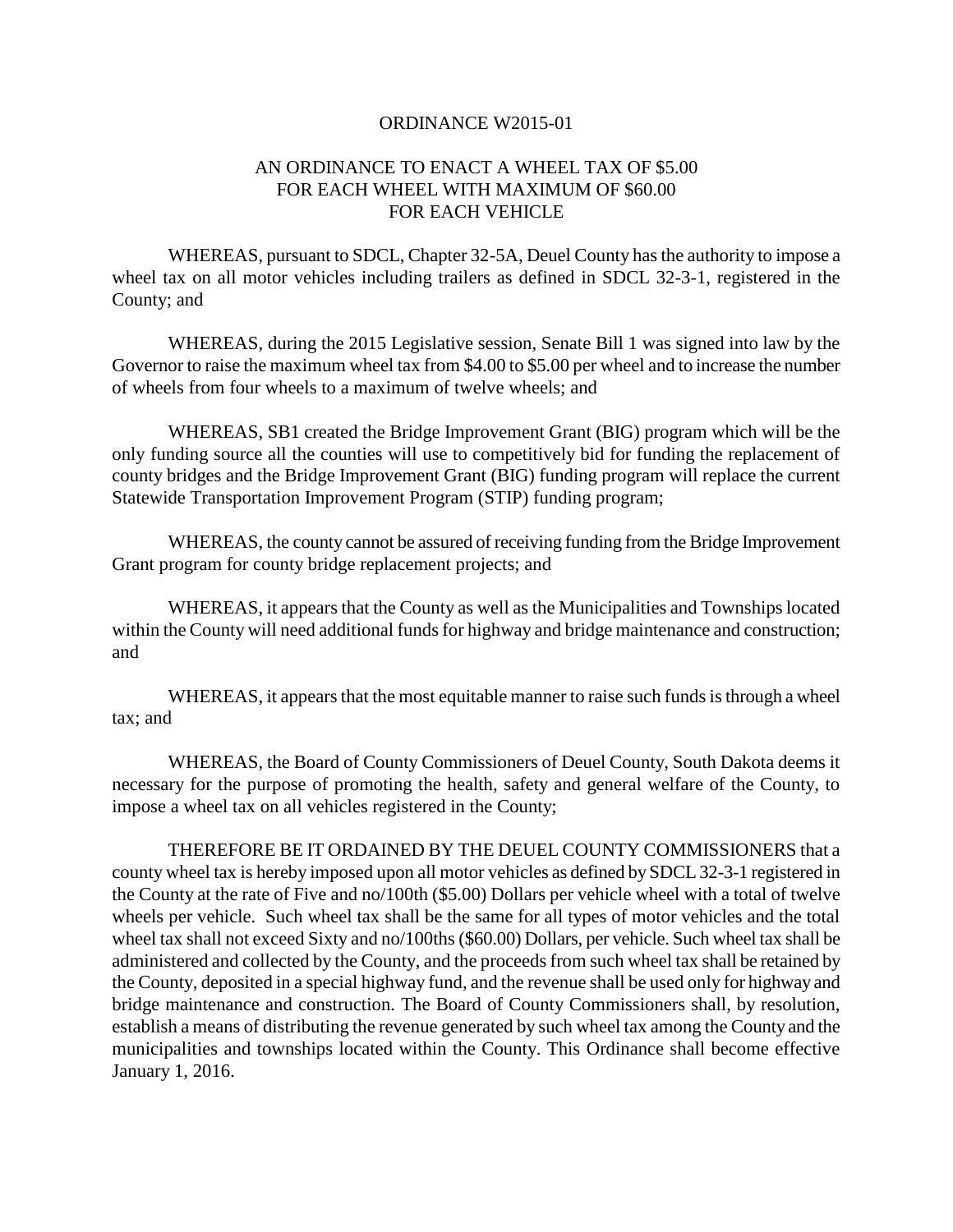# ORDINANCE W2015-01

## AN ORDINANCE TO ENACT A WHEEL TAX OF $5.00 FOR EACH WHEEL WITH MAXIMUM OF $60.00 FOR EACH VEHICLE

WHEREAS, pursuant to SDCL, Chapter 32-5A, Deuel County has the authority to impose a wheel tax on all motor vehicles including trailers as defined in SDCL 32-3-1, registered in the County; and

WHEREAS, during the 2015 Legislative session, Senate Bill 1 was signed into law by the Governor to raise the maximum wheel tax from $4.00 to $5.00 per wheel and to increase the number of wheels from four wheels to a maximum of twelve wheels; and

WHEREAS, SB1 created the Bridge Improvement Grant (BIG) program which will be the only funding source all the counties will use to competitively bid for funding the replacement of county bridges and the Bridge Improvement Grant (BIG) funding program will replace the current Statewide Transportation Improvement Program (STIP) funding program;

WHEREAS, the county cannot be assured of receiving funding from the Bridge Improvement Grant program for county bridge replacement projects; and

WHEREAS, it appears that the County as well as the Municipalities and Townships located within the County will need additional funds for highway and bridge maintenance and construction; and

WHEREAS, it appears that the most equitable manner to raise such funds is through a wheel tax; and

WHEREAS, the Board of County Commissioners of Deuel County, South Dakota deems it necessary for the purpose of promoting the health, safety and general welfare of the County, to impose a wheel tax on all vehicles registered in the County;

THEREFORE BE IT ORDAINED BY THE DEUEL COUNTY COMMISSIONERS that a county wheel tax is hereby imposed upon all motor vehicles as defined by SDCL 32-3-1 registered in the County at the rate of Five and no/100th ($5.00) Dollars per vehicle wheel with a total of twelve wheels per vehicle. Such wheel tax shall be the same for all types of motor vehicles and the total wheel tax shall not exceed Sixty and no/100ths ($60.00) Dollars, per vehicle. Such wheel tax shall be administered and collected by the County, and the proceeds from such wheel tax shall be retained by the County, deposited in a special highway fund, and the revenue shall be used only for highway and bridge maintenance and construction. The Board of County Commissioners shall, by resolution, establish a means of distributing the revenue generated by such wheel tax among the County and the municipalities and townships located within the County. This Ordinance shall become effective January 1, 2016.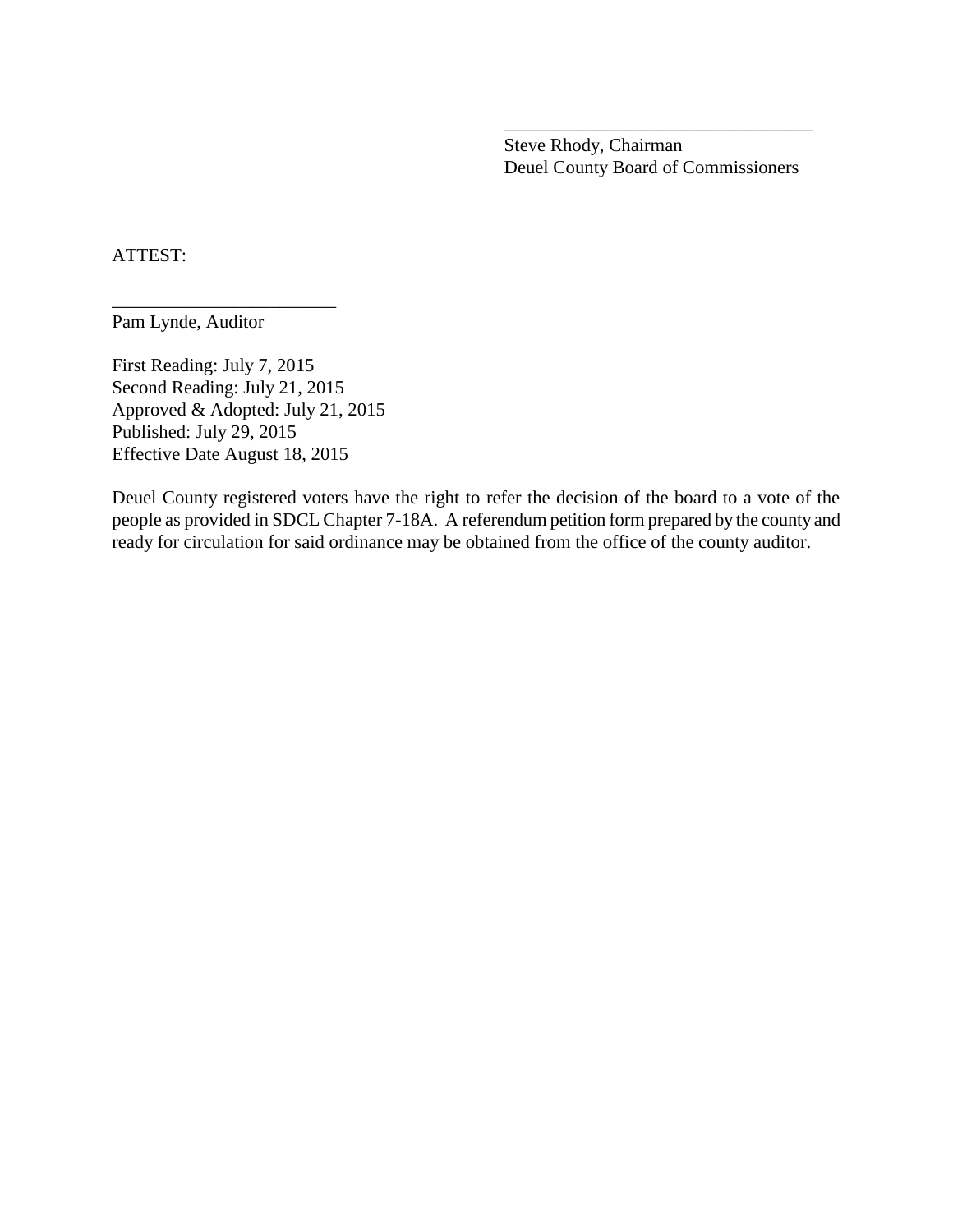\_\_\_\_\_\_\_\_\_\_\_\_\_\_\_\_\_\_\_\_\_\_\_\_\_\_\_\_\_\_\_\_\_\_\_
Steve Rhody, Chairman
Deuel County Board of Commissioners

ATTEST:

\_\_\_\_\_\_\_\_\_\_\_\_\_\_\_\_\_\_\_\_\_\_\_\_\_
Pam Lynde, Auditor

First Reading: July 7, 2015
Second Reading: July 21, 2015
Approved & Adopted: July 21, 2015
Published: July 29, 2015
Effective Date August 18, 2015

Deuel County registered voters have the right to refer the decision of the board to a vote of the people as provided in SDCL Chapter 7-18A. A referendum petition form prepared by the county and ready for circulation for said ordinance may be obtained from the office of the county auditor.